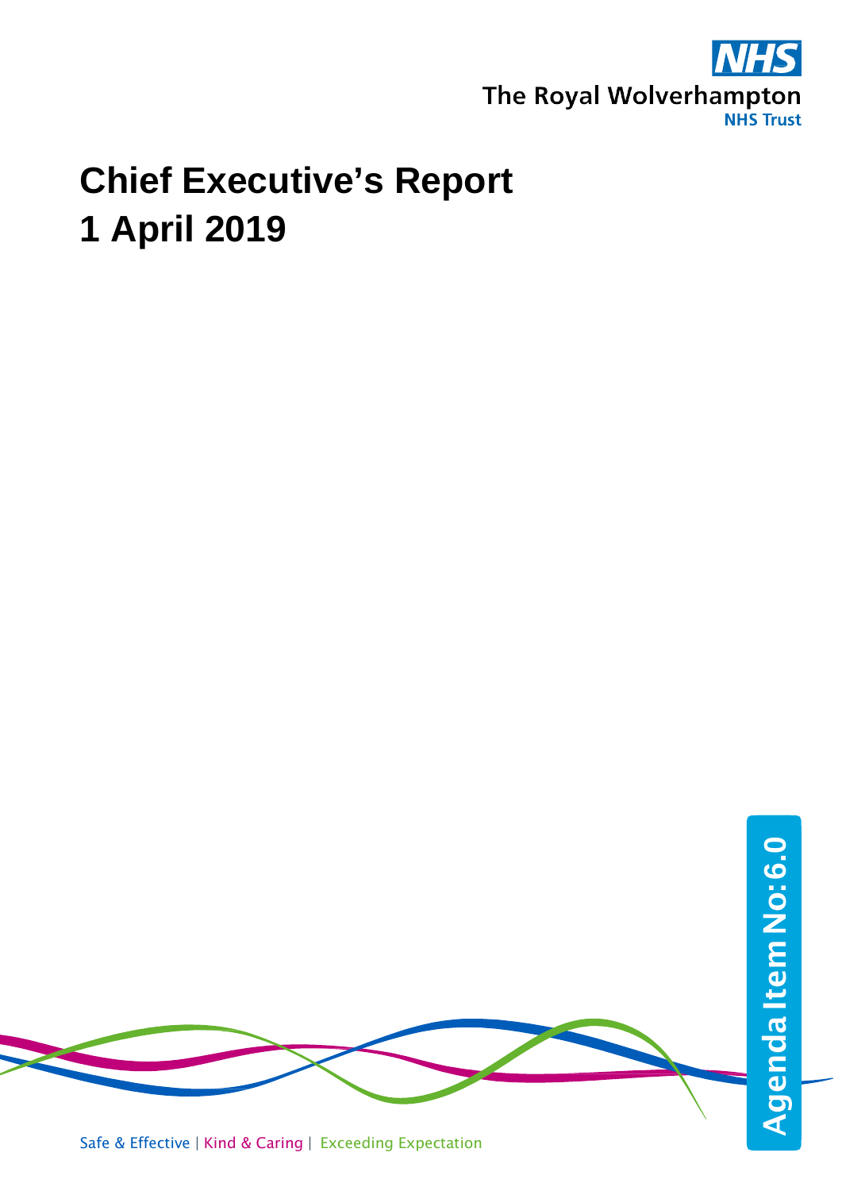NHS

The Royal Wolverhampton
NHS Trust

# Chief Executive's Report
# 1 April 2019

Agenda Item No: 6.0

Safe & Effective | Kind & Caring | Exceeding Expectation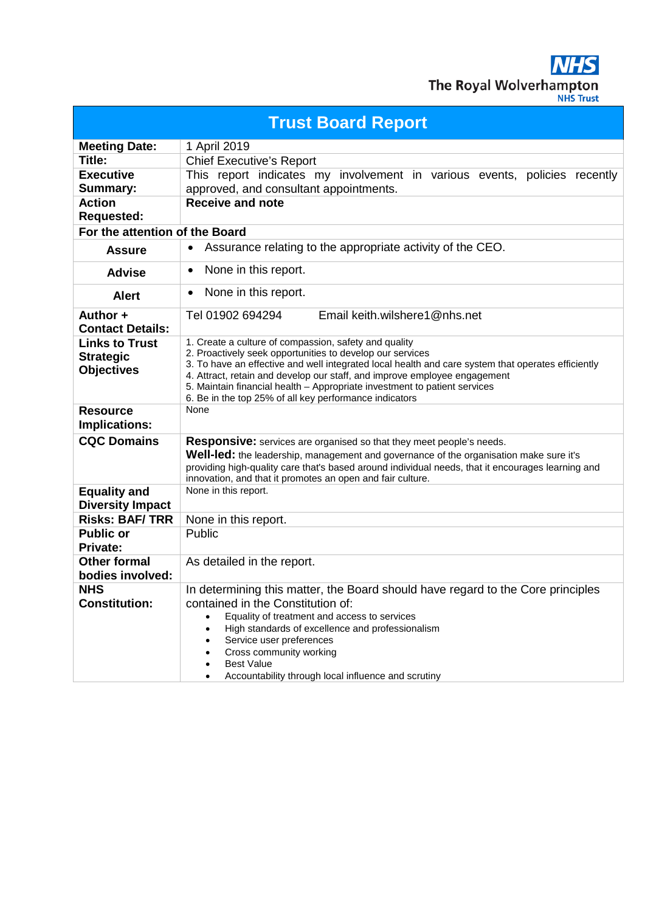The Royal Wolverhampton NHS Trust

# Trust Board Report

| | |
|---|---|
| **Meeting Date:** | 1 April 2019 |
| **Title:** | Chief Executive's Report |
| **Executive Summary:** | This report indicates my involvement in various events, policies recently approved, and consultant appointments. |
| **Action Requested:** | **Receive and note** |
| **For the attention of the Board** | |
| **Assure** | • Assurance relating to the appropriate activity of the CEO. |
| **Advise** | • None in this report. |
| **Alert** | • None in this report. |
| **Author + Contact Details:** | Tel 01902 694294 Email keith.wilshere1@nhs.net |
| **Links to Trust Strategic Objectives** | 1. Create a culture of compassion, safety and quality<br>2. Proactively seek opportunities to develop our services<br>3. To have an effective and well integrated local health and care system that operates efficiently<br>4. Attract, retain and develop our staff, and improve employee engagement<br>5. Maintain financial health – Appropriate investment to patient services<br>6. Be in the top 25% of all key performance indicators |
| **Resource Implications:** | None |
| **CQC Domains** | **Responsive:** services are organised so that they meet people's needs.<br>**Well-led:** the leadership, management and governance of the organisation make sure it's providing high-quality care that's based around individual needs, that it encourages learning and innovation, and that it promotes an open and fair culture. |
| **Equality and Diversity Impact** | None in this report. |
| **Risks: BAF/ TRR** | None in this report. |
| **Public or Private:** | Public |
| **Other formal bodies involved:** | As detailed in the report. |
| **NHS Constitution:** | In determining this matter, the Board should have regard to the Core principles contained in the Constitution of:<br>• Equality of treatment and access to services<br>• High standards of excellence and professionalism<br>• Service user preferences<br>• Cross community working<br>• Best Value<br>• Accountability through local influence and scrutiny |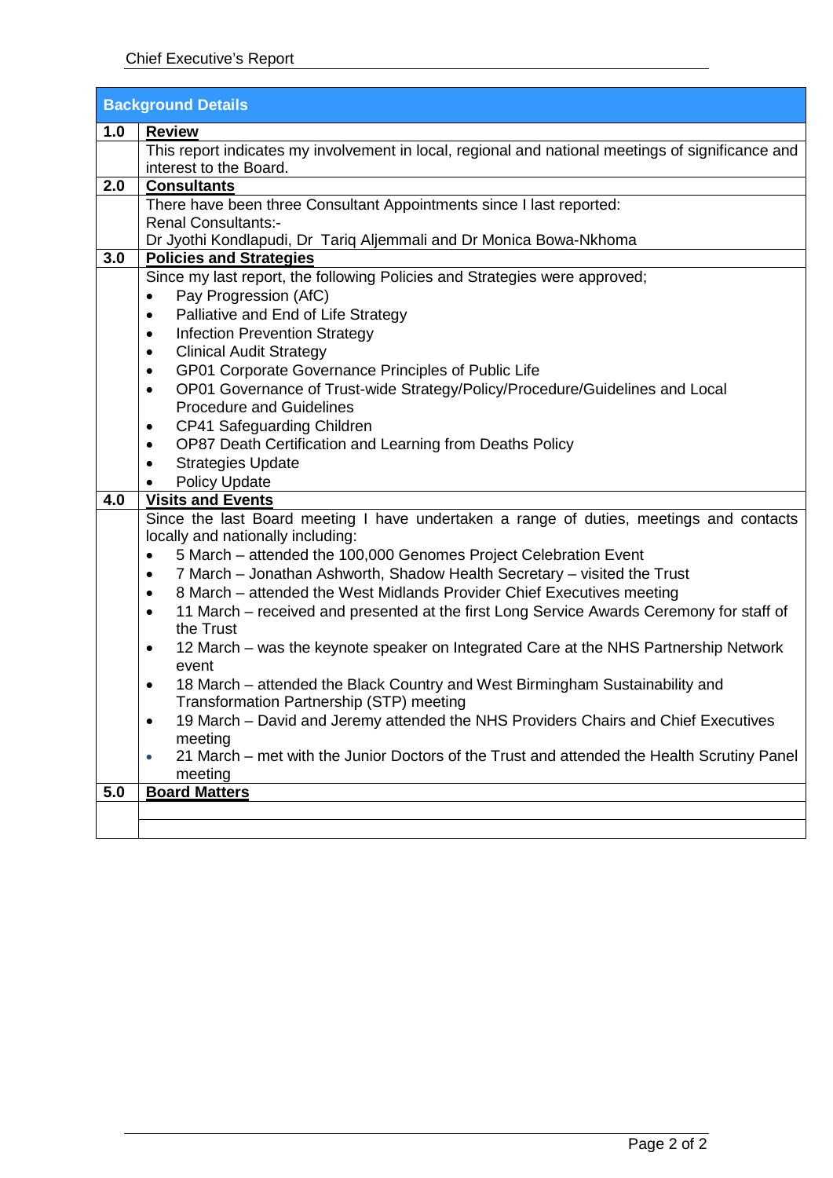| Background Details | |
|---|---|
| 1.0 | **Review** |
| | This report indicates my involvement in local, regional and national meetings of significance and interest to the Board. |
| 2.0 | **Consultants** |
| | There have been three Consultant Appointments since I last reported:<br>Renal Consultants:-<br>Dr Jyothi Kondlapudi, Dr Tariq Aljemmali and Dr Monica Bowa-Nkhoma |
| 3.0 | **Policies and Strategies** |
| | Since my last report, the following Policies and Strategies were approved;<br>• Pay Progression (AfC)<br>• Palliative and End of Life Strategy<br>• Infection Prevention Strategy<br>• Clinical Audit Strategy<br>• GP01 Corporate Governance Principles of Public Life<br>• OP01 Governance of Trust-wide Strategy/Policy/Procedure/Guidelines and Local Procedure and Guidelines<br>• CP41 Safeguarding Children<br>• OP87 Death Certification and Learning from Deaths Policy<br>• Strategies Update<br>• Policy Update |
| 4.0 | **Visits and Events** |
| | Since the last Board meeting I have undertaken a range of duties, meetings and contacts locally and nationally including:<br>• 5 March – attended the 100,000 Genomes Project Celebration Event<br>• 7 March – Jonathan Ashworth, Shadow Health Secretary – visited the Trust<br>• 8 March – attended the West Midlands Provider Chief Executives meeting<br>• 11 March – received and presented at the first Long Service Awards Ceremony for staff of the Trust<br>• 12 March – was the keynote speaker on Integrated Care at the NHS Partnership Network event<br>• 18 March – attended the Black Country and West Birmingham Sustainability and Transformation Partnership (STP) meeting<br>• 19 March – David and Jeremy attended the NHS Providers Chairs and Chief Executives meeting<br>• 21 March – met with the Junior Doctors of the Trust and attended the Health Scrutiny Panel meeting |
| 5.0 | **Board Matters** |
| | |
| | |